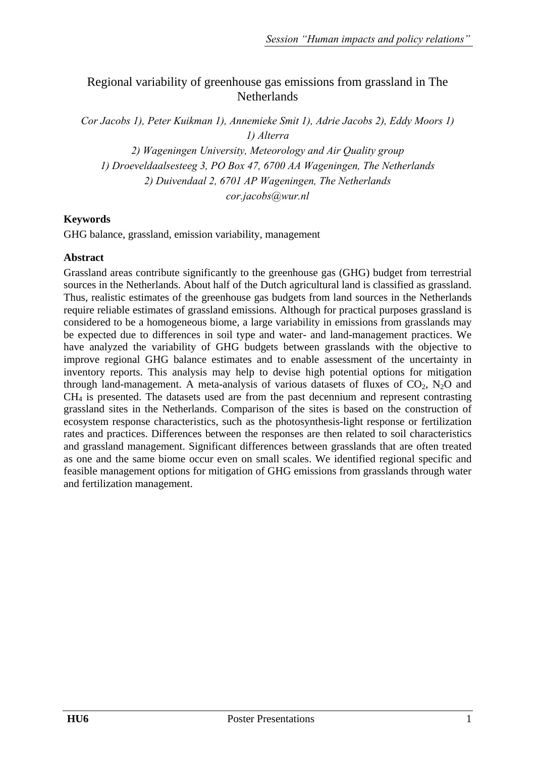# Regional variability of greenhouse gas emissions from grassland in The Netherlands

*Cor Jacobs 1), Peter Kuikman 1), Annemieke Smit 1), Adrie Jacobs 2), Eddy Moors 1)*

*1) Alterra*

*2) Wageningen University, Meteorology and Air Quality group*

*1) Droeveldaalsesteeg 3, PO Box 47, 6700 AA Wageningen, The Netherlands*

*2) Duivendaal 2, 6701 AP Wageningen, The Netherlands*

*cor.jacobs@wur.nl*

## Keywords

GHG balance, grassland, emission variability, management

## Abstract

Grassland areas contribute significantly to the greenhouse gas (GHG) budget from terrestrial sources in the Netherlands. About half of the Dutch agricultural land is classified as grassland. Thus, realistic estimates of the greenhouse gas budgets from land sources in the Netherlands require reliable estimates of grassland emissions. Although for practical purposes grassland is considered to be a homogeneous biome, a large variability in emissions from grasslands may be expected due to differences in soil type and water- and land-management practices. We have analyzed the variability of GHG budgets between grasslands with the objective to improve regional GHG balance estimates and to enable assessment of the uncertainty in inventory reports. This analysis may help to devise high potential options for mitigation through land-management. A meta-analysis of various datasets of fluxes of $CO_2$, $N_2O$ and $CH_4$ is presented. The datasets used are from the past decennium and represent contrasting grassland sites in the Netherlands. Comparison of the sites is based on the construction of ecosystem response characteristics, such as the photosynthesis-light response or fertilization rates and practices. Differences between the responses are then related to soil characteristics and grassland management. Significant differences between grasslands that are often treated as one and the same biome occur even on small scales. We identified regional specific and feasible management options for mitigation of GHG emissions from grasslands through water and fertilization management.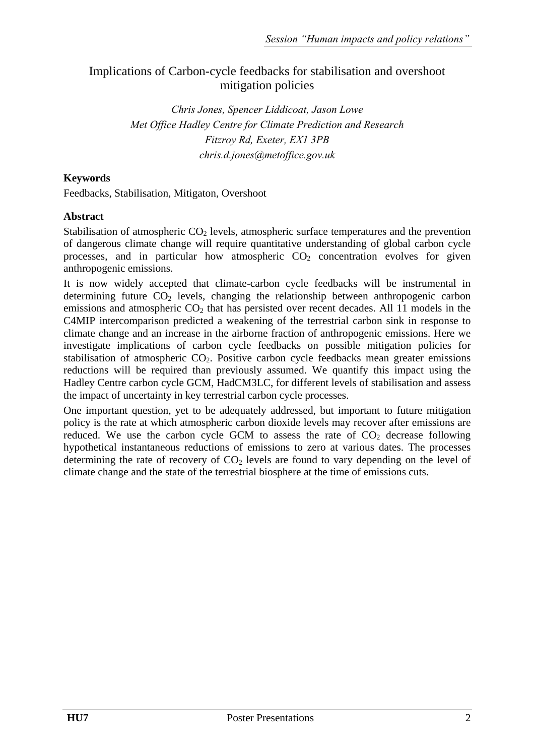# Implications of Carbon-cycle feedbacks for stabilisation and overshoot mitigation policies

*Chris Jones, Spencer Liddicoat, Jason Lowe*
*Met Office Hadley Centre for Climate Prediction and Research*
*Fitzroy Rd, Exeter, EX1 3PB*
*chris.d.jones@metoffice.gov.uk*

**Keywords**

Feedbacks, Stabilisation, Mitigaton, Overshoot

**Abstract**

Stabilisation of atmospheric $CO_2$ levels, atmospheric surface temperatures and the prevention of dangerous climate change will require quantitative understanding of global carbon cycle processes, and in particular how atmospheric $CO_2$ concentration evolves for given anthropogenic emissions.

It is now widely accepted that climate-carbon cycle feedbacks will be instrumental in determining future $CO_2$ levels, changing the relationship between anthropogenic carbon emissions and atmospheric $CO_2$ that has persisted over recent decades. All 11 models in the C4MIP intercomparison predicted a weakening of the terrestrial carbon sink in response to climate change and an increase in the airborne fraction of anthropogenic emissions. Here we investigate implications of carbon cycle feedbacks on possible mitigation policies for stabilisation of atmospheric $CO_2$. Positive carbon cycle feedbacks mean greater emissions reductions will be required than previously assumed. We quantify this impact using the Hadley Centre carbon cycle GCM, HadCM3LC, for different levels of stabilisation and assess the impact of uncertainty in key terrestrial carbon cycle processes.

One important question, yet to be adequately addressed, but important to future mitigation policy is the rate at which atmospheric carbon dioxide levels may recover after emissions are reduced. We use the carbon cycle GCM to assess the rate of $CO_2$ decrease following hypothetical instantaneous reductions of emissions to zero at various dates. The processes determining the rate of recovery of $CO_2$ levels are found to vary depending on the level of climate change and the state of the terrestrial biosphere at the time of emissions cuts.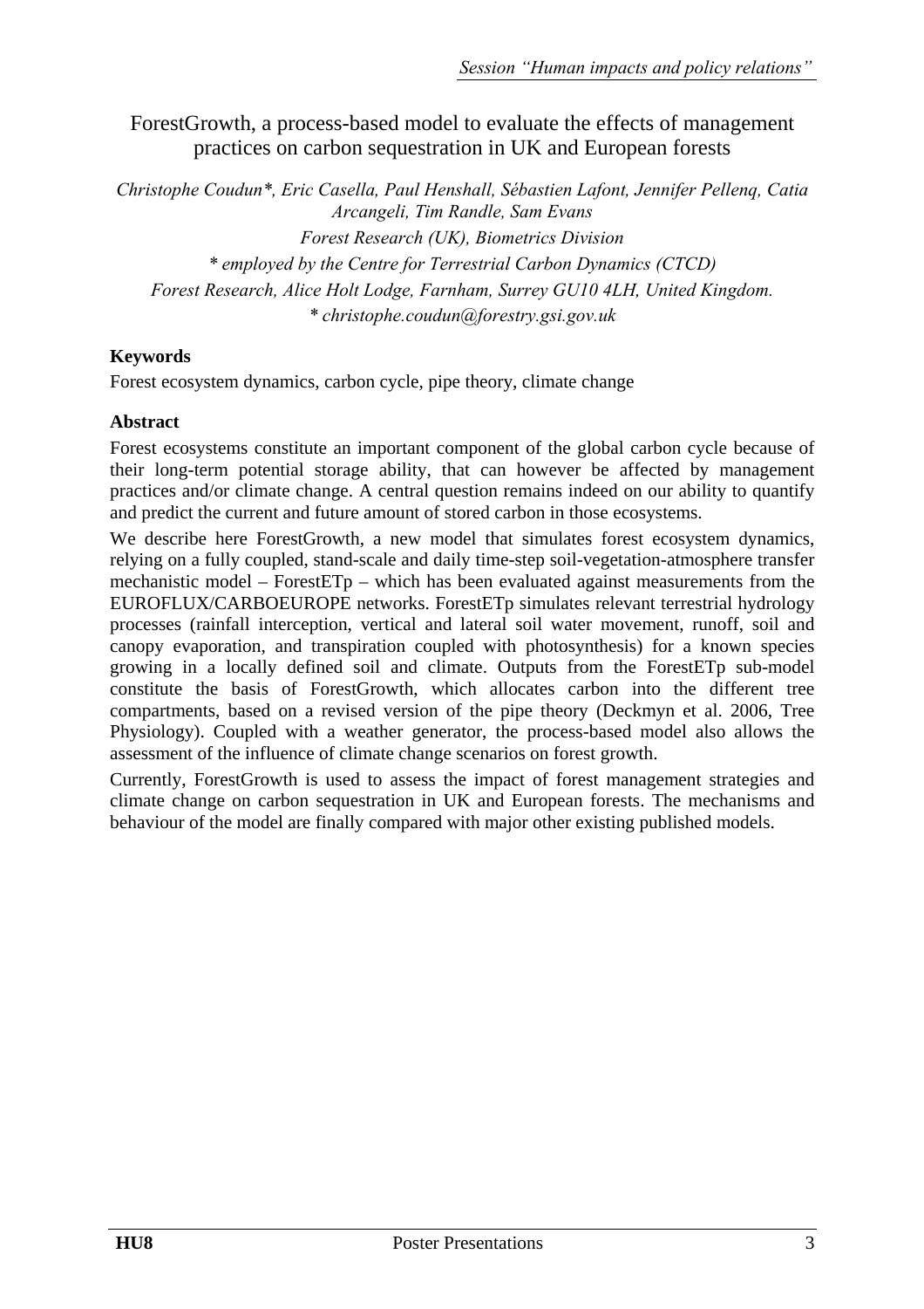# ForestGrowth, a process-based model to evaluate the effects of management practices on carbon sequestration in UK and European forests

*Christophe Coudun*\*, Eric Casella, Paul Henshall, Sébastien Lafont, Jennifer Pellenq, Catia Arcangeli, Tim Randle, Sam Evans*

*Forest Research (UK), Biometrics Division*

*\* employed by the Centre for Terrestrial Carbon Dynamics (CTCD)*

*Forest Research, Alice Holt Lodge, Farnham, Surrey GU10 4LH, United Kingdom.*

*\* christophe.coudun@forestry.gsi.gov.uk*

## Keywords

Forest ecosystem dynamics, carbon cycle, pipe theory, climate change

## Abstract

Forest ecosystems constitute an important component of the global carbon cycle because of their long-term potential storage ability, that can however be affected by management practices and/or climate change. A central question remains indeed on our ability to quantify and predict the current and future amount of stored carbon in those ecosystems.

We describe here ForestGrowth, a new model that simulates forest ecosystem dynamics, relying on a fully coupled, stand-scale and daily time-step soil-vegetation-atmosphere transfer mechanistic model – ForestETp – which has been evaluated against measurements from the EUROFLUX/CARBOEUROPE networks. ForestETp simulates relevant terrestrial hydrology processes (rainfall interception, vertical and lateral soil water movement, runoff, soil and canopy evaporation, and transpiration coupled with photosynthesis) for a known species growing in a locally defined soil and climate. Outputs from the ForestETp sub-model constitute the basis of ForestGrowth, which allocates carbon into the different tree compartments, based on a revised version of the pipe theory (Deckmyn et al. 2006, Tree Physiology). Coupled with a weather generator, the process-based model also allows the assessment of the influence of climate change scenarios on forest growth.

Currently, ForestGrowth is used to assess the impact of forest management strategies and climate change on carbon sequestration in UK and European forests. The mechanisms and behaviour of the model are finally compared with major other existing published models.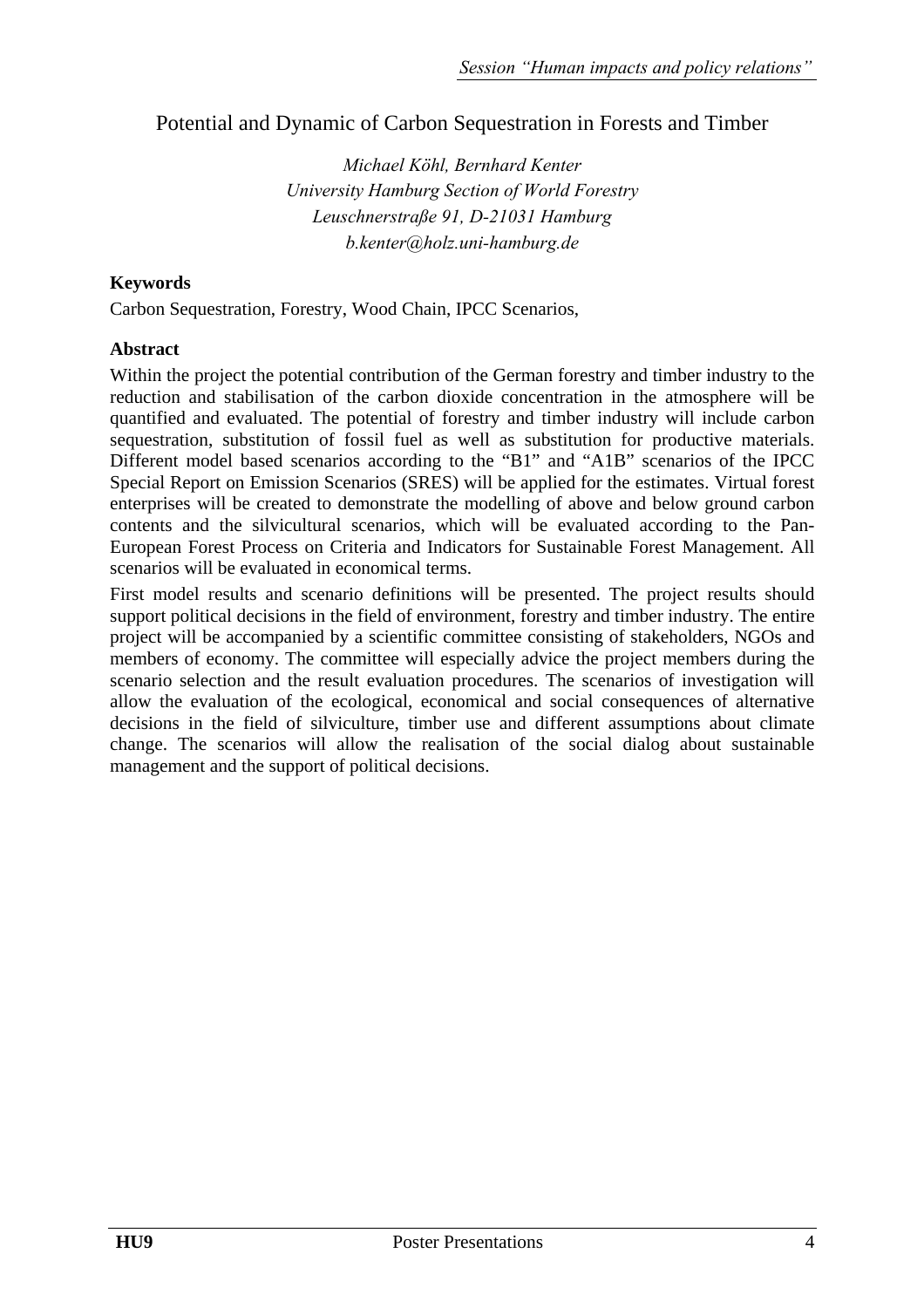# Potential and Dynamic of Carbon Sequestration in Forests and Timber

*Michael Köhl, Bernhard Kenter*
*University Hamburg Section of World Forestry*
*Leuschnerstraße 91, D-21031 Hamburg*
*b.kenter@holz.uni-hamburg.de*

**Keywords**

Carbon Sequestration, Forestry, Wood Chain, IPCC Scenarios,

**Abstract**

Within the project the potential contribution of the German forestry and timber industry to the reduction and stabilisation of the carbon dioxide concentration in the atmosphere will be quantified and evaluated. The potential of forestry and timber industry will include carbon sequestration, substitution of fossil fuel as well as substitution for productive materials. Different model based scenarios according to the "B1" and "A1B" scenarios of the IPCC Special Report on Emission Scenarios (SRES) will be applied for the estimates. Virtual forest enterprises will be created to demonstrate the modelling of above and below ground carbon contents and the silvicultural scenarios, which will be evaluated according to the Pan-European Forest Process on Criteria and Indicators for Sustainable Forest Management. All scenarios will be evaluated in economical terms.

First model results and scenario definitions will be presented. The project results should support political decisions in the field of environment, forestry and timber industry. The entire project will be accompanied by a scientific committee consisting of stakeholders, NGOs and members of economy. The committee will especially advice the project members during the scenario selection and the result evaluation procedures. The scenarios of investigation will allow the evaluation of the ecological, economical and social consequences of alternative decisions in the field of silviculture, timber use and different assumptions about climate change. The scenarios will allow the realisation of the social dialog about sustainable management and the support of political decisions.

**HU9**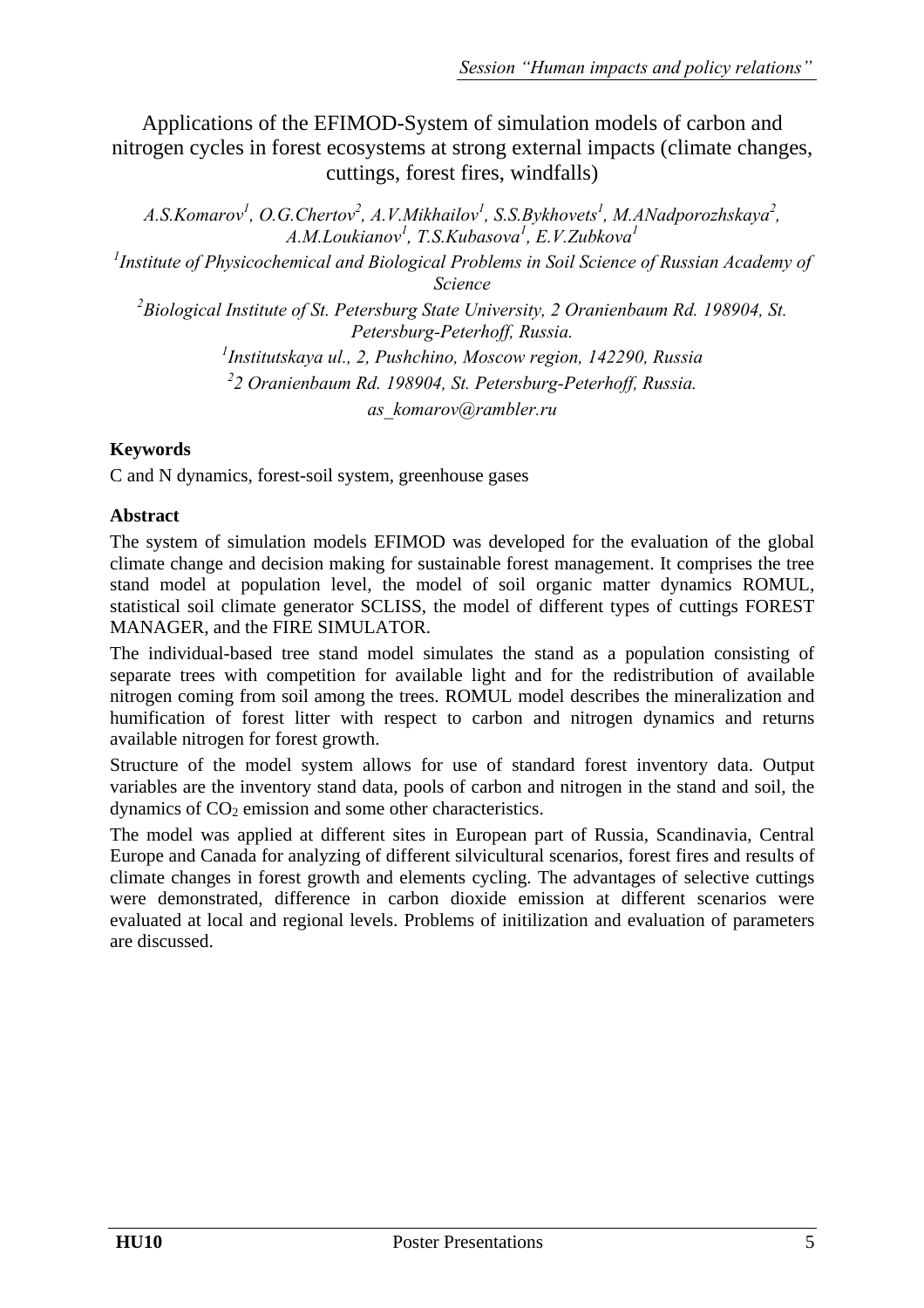# Applications of the EFIMOD-System of simulation models of carbon and nitrogen cycles in forest ecosystems at strong external impacts (climate changes, cuttings, forest fires, windfalls)

*A.S.Komarov[1], O.G.Chertov[2], A.V.Mikhailov[1], S.S.Bykhovets[1], M.ANadporozhskaya[2], A.M.Loukianov[1], T.S.Kubasova[1], E.V.Zubkova[1]*

*[1]Institute of Physicochemical and Biological Problems in Soil Science of Russian Academy of Science*

*[2]Biological Institute of St. Petersburg State University, 2 Oranienbaum Rd. 198904, St. Petersburg-Peterhoff, Russia.*

*[1]Institutskaya ul., 2, Pushchino, Moscow region, 142290, Russia*

*[2]2 Oranienbaum Rd. 198904, St. Petersburg-Peterhoff, Russia.*

*as_komarov@rambler.ru*

**Keywords**

C and N dynamics, forest-soil system, greenhouse gases

**Abstract**

The system of simulation models EFIMOD was developed for the evaluation of the global climate change and decision making for sustainable forest management. It comprises the tree stand model at population level, the model of soil organic matter dynamics ROMUL, statistical soil climate generator SCLISS, the model of different types of cuttings FOREST MANAGER, and the FIRE SIMULATOR.

The individual-based tree stand model simulates the stand as a population consisting of separate trees with competition for available light and for the redistribution of available nitrogen coming from soil among the trees. ROMUL model describes the mineralization and humification of forest litter with respect to carbon and nitrogen dynamics and returns available nitrogen for forest growth.

Structure of the model system allows for use of standard forest inventory data. Output variables are the inventory stand data, pools of carbon and nitrogen in the stand and soil, the dynamics of $CO_2$ emission and some other characteristics.

The model was applied at different sites in European part of Russia, Scandinavia, Central Europe and Canada for analyzing of different silvicultural scenarios, forest fires and results of climate changes in forest growth and elements cycling. The advantages of selective cuttings were demonstrated, difference in carbon dioxide emission at different scenarios were evaluated at local and regional levels. Problems of initilization and evaluation of parameters are discussed.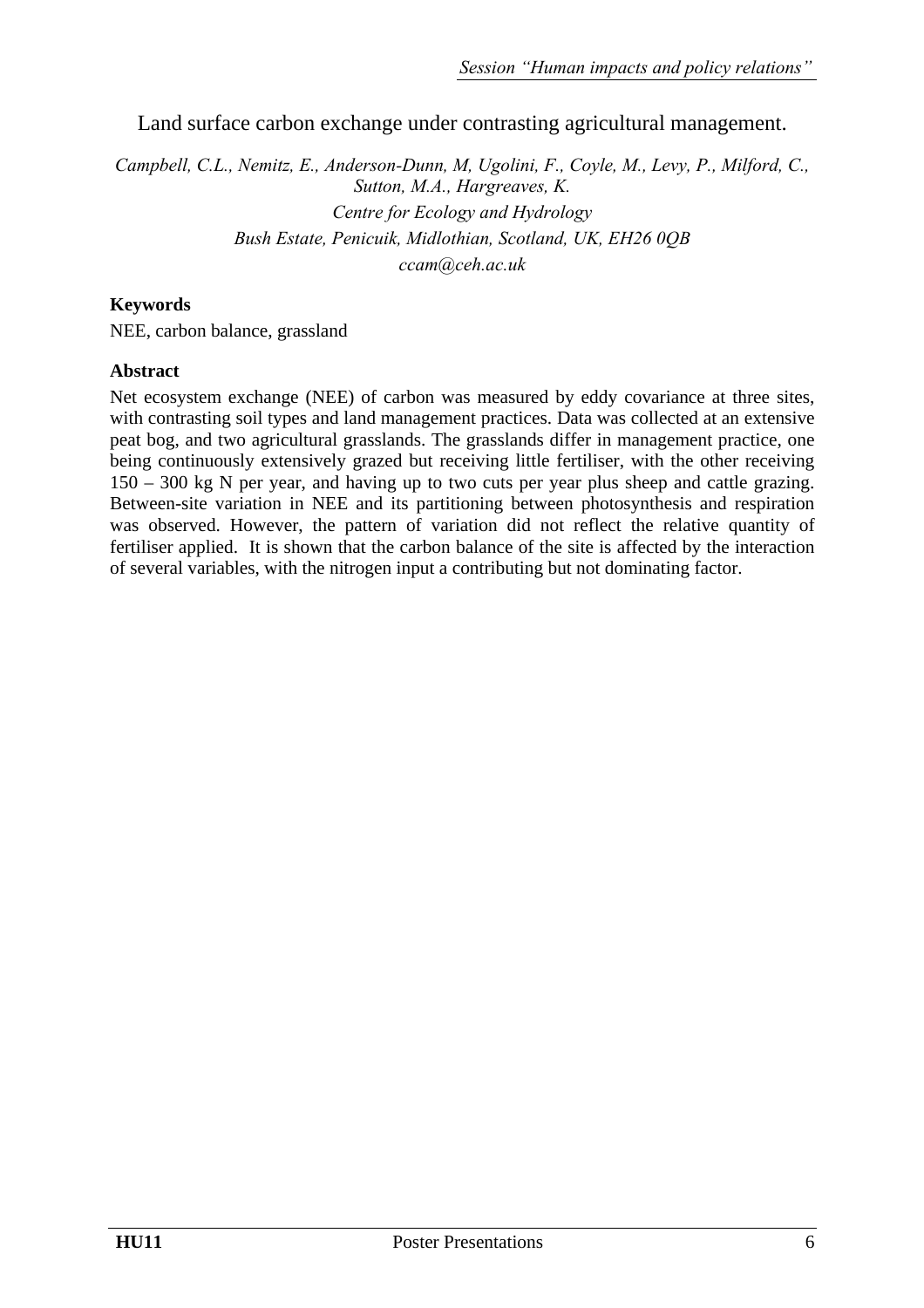# Land surface carbon exchange under contrasting agricultural management.

*Campbell, C.L., Nemitz, E., Anderson-Dunn, M, Ugolini, F., Coyle, M., Levy, P., Milford, C., Sutton, M.A., Hargreaves, K.*

*Centre for Ecology and Hydrology*

*Bush Estate, Penicuik, Midlothian, Scotland, UK, EH26 0QB*

*ccam@ceh.ac.uk*

**Keywords**

NEE, carbon balance, grassland

**Abstract**

Net ecosystem exchange (NEE) of carbon was measured by eddy covariance at three sites, with contrasting soil types and land management practices. Data was collected at an extensive peat bog, and two agricultural grasslands. The grasslands differ in management practice, one being continuously extensively grazed but receiving little fertiliser, with the other receiving 150 – 300 kg N per year, and having up to two cuts per year plus sheep and cattle grazing. Between-site variation in NEE and its partitioning between photosynthesis and respiration was observed. However, the pattern of variation did not reflect the relative quantity of fertiliser applied. It is shown that the carbon balance of the site is affected by the interaction of several variables, with the nitrogen input a contributing but not dominating factor.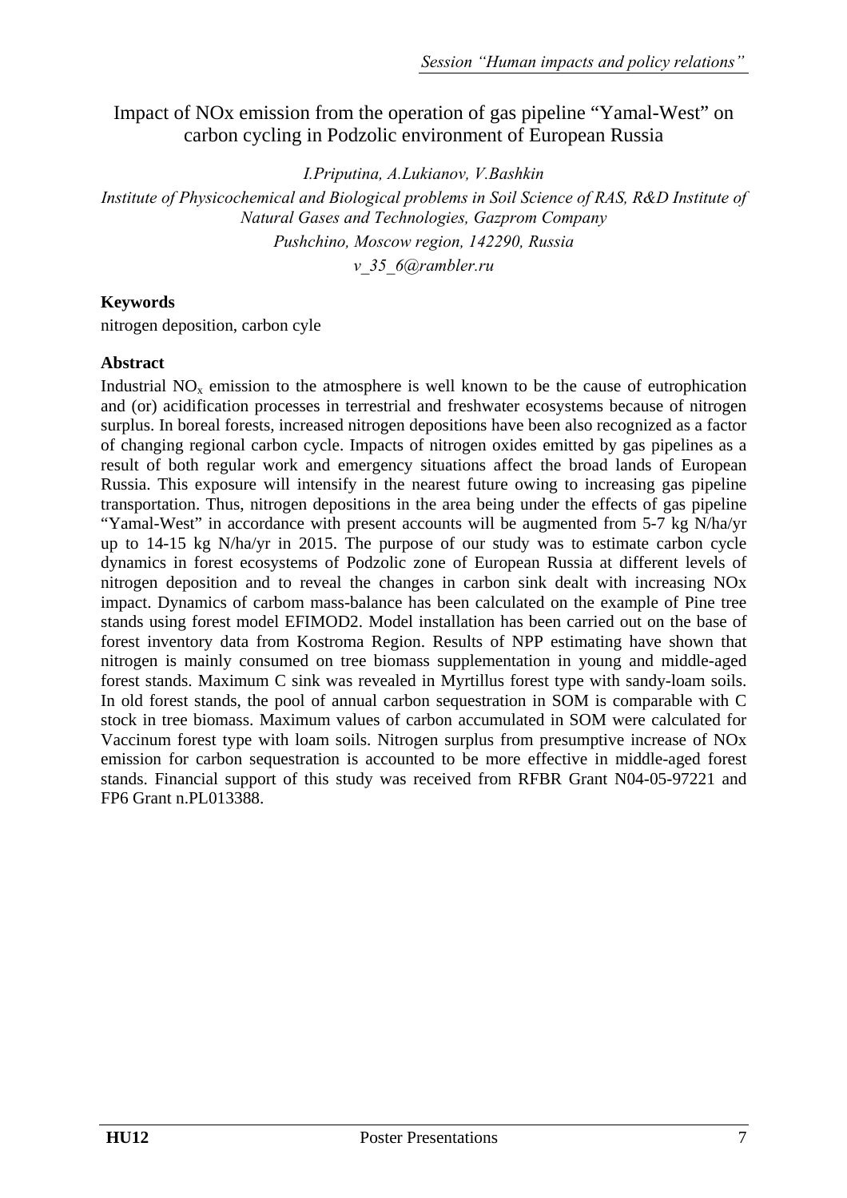# Impact of NOx emission from the operation of gas pipeline "Yamal-West" on carbon cycling in Podzolic environment of European Russia

*I.Priputina, A.Lukianov, V.Bashkin*

*Institute of Physicochemical and Biological problems in Soil Science of RAS, R&D Institute of Natural Gases and Technologies, Gazprom Company*

*Pushchino, Moscow region, 142290, Russia*

*v_35_6@rambler.ru*

### Keywords

nitrogen deposition, carbon cyle

### Abstract

Industrial $NO_x$ emission to the atmosphere is well known to be the cause of eutrophication and (or) acidification processes in terrestrial and freshwater ecosystems because of nitrogen surplus. In boreal forests, increased nitrogen depositions have been also recognized as a factor of changing regional carbon cycle. Impacts of nitrogen oxides emitted by gas pipelines as a result of both regular work and emergency situations affect the broad lands of European Russia. This exposure will intensify in the nearest future owing to increasing gas pipeline transportation. Thus, nitrogen depositions in the area being under the effects of gas pipeline "Yamal-West" in accordance with present accounts will be augmented from 5-7 kg N/ha/yr up to 14-15 kg N/ha/yr in 2015. The purpose of our study was to estimate carbon cycle dynamics in forest ecosystems of Podzolic zone of European Russia at different levels of nitrogen deposition and to reveal the changes in carbon sink dealt with increasing NOx impact. Dynamics of carbom mass-balance has been calculated on the example of Pine tree stands using forest model EFIMOD2. Model installation has been carried out on the base of forest inventory data from Kostroma Region. Results of NPP estimating have shown that nitrogen is mainly consumed on tree biomass supplementation in young and middle-aged forest stands. Maximum C sink was revealed in Myrtillus forest type with sandy-loam soils. In old forest stands, the pool of annual carbon sequestration in SOM is comparable with C stock in tree biomass. Maximum values of carbon accumulated in SOM were calculated for Vaccinum forest type with loam soils. Nitrogen surplus from presumptive increase of NOx emission for carbon sequestration is accounted to be more effective in middle-aged forest stands. Financial support of this study was received from RFBR Grant N04-05-97221 and FP6 Grant n.PL013388.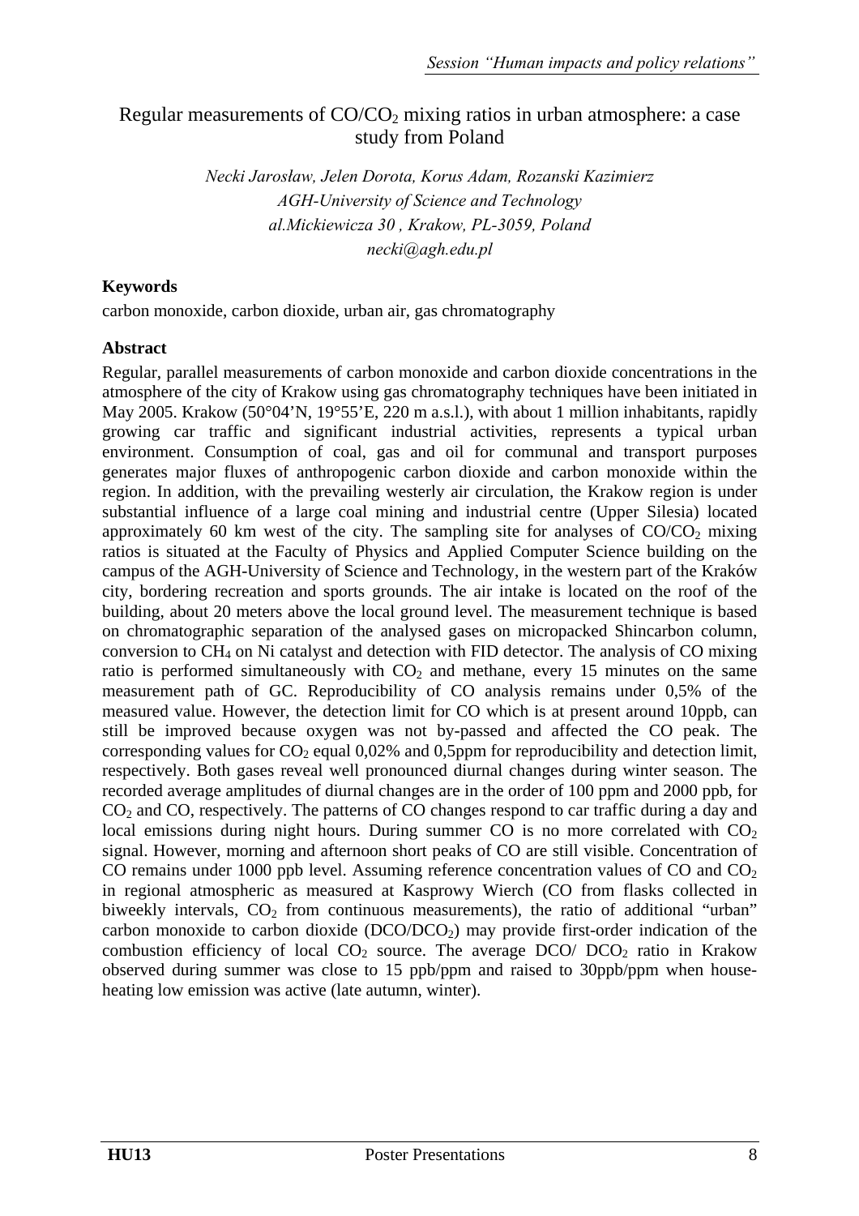# Regular measurements of $CO/CO_2$ mixing ratios in urban atmosphere: a case study from Poland

*Necki Jarosław, Jelen Dorota, Korus Adam, Rozanski Kazimierz*
*AGH-University of Science and Technology*
*al.Mickiewicza 30 , Krakow, PL-3059, Poland*
*necki@agh.edu.pl*

## Keywords

carbon monoxide, carbon dioxide, urban air, gas chromatography

## Abstract

Regular, parallel measurements of carbon monoxide and carbon dioxide concentrations in the atmosphere of the city of Krakow using gas chromatography techniques have been initiated in May 2005. Krakow (50°04'N, 19°55'E, 220 m a.s.l.), with about 1 million inhabitants, rapidly growing car traffic and significant industrial activities, represents a typical urban environment. Consumption of coal, gas and oil for communal and transport purposes generates major fluxes of anthropogenic carbon dioxide and carbon monoxide within the region. In addition, with the prevailing westerly air circulation, the Krakow region is under substantial influence of a large coal mining and industrial centre (Upper Silesia) located approximately 60 km west of the city. The sampling site for analyses of $CO/CO_2$ mixing ratios is situated at the Faculty of Physics and Applied Computer Science building on the campus of the AGH-University of Science and Technology, in the western part of the Kraków city, bordering recreation and sports grounds. The air intake is located on the roof of the building, about 20 meters above the local ground level. The measurement technique is based on chromatographic separation of the analysed gases on micropacked Shincarbon column, conversion to $CH_4$ on Ni catalyst and detection with FID detector. The analysis of CO mixing ratio is performed simultaneously with $CO_2$ and methane, every 15 minutes on the same measurement path of GC. Reproducibility of CO analysis remains under 0,5% of the measured value. However, the detection limit for CO which is at present around 10ppb, can still be improved because oxygen was not by-passed and affected the CO peak. The corresponding values for $CO_2$ equal 0,02% and 0,5ppm for reproducibility and detection limit, respectively. Both gases reveal well pronounced diurnal changes during winter season. The recorded average amplitudes of diurnal changes are in the order of 100 ppm and 2000 ppb, for $CO_2$ and CO, respectively. The patterns of CO changes respond to car traffic during a day and local emissions during night hours. During summer CO is no more correlated with $CO_2$ signal. However, morning and afternoon short peaks of CO are still visible. Concentration of CO remains under 1000 ppb level. Assuming reference concentration values of CO and $CO_2$ in regional atmospheric as measured at Kasprowy Wierch (CO from flasks collected in biweekly intervals, $CO_2$ from continuous measurements), the ratio of additional "urban" carbon monoxide to carbon dioxide ($DCO/DCO_2$) may provide first-order indication of the combustion efficiency of local $CO_2$ source. The average $DCO/DCO_2$ ratio in Krakow observed during summer was close to 15 ppb/ppm and raised to 30ppb/ppm when house-heating low emission was active (late autumn, winter).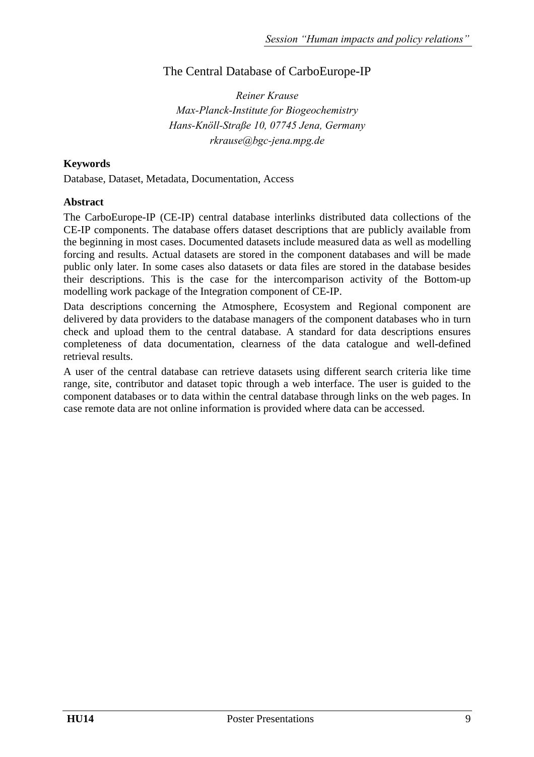# The Central Database of CarboEurope-IP

*Reiner Krause*
*Max-Planck-Institute for Biogeochemistry*
*Hans-Knöll-Straße 10, 07745 Jena, Germany*
*rkrause@bgc-jena.mpg.de*

**Keywords**

Database, Dataset, Metadata, Documentation, Access

**Abstract**

The CarboEurope-IP (CE-IP) central database interlinks distributed data collections of the CE-IP components. The database offers dataset descriptions that are publicly available from the beginning in most cases. Documented datasets include measured data as well as modelling forcing and results. Actual datasets are stored in the component databases and will be made public only later. In some cases also datasets or data files are stored in the database besides their descriptions. This is the case for the intercomparison activity of the Bottom-up modelling work package of the Integration component of CE-IP.

Data descriptions concerning the Atmosphere, Ecosystem and Regional component are delivered by data providers to the database managers of the component databases who in turn check and upload them to the central database. A standard for data descriptions ensures completeness of data documentation, clearness of the data catalogue and well-defined retrieval results.

A user of the central database can retrieve datasets using different search criteria like time range, site, contributor and dataset topic through a web interface. The user is guided to the component databases or to data within the central database through links on the web pages. In case remote data are not online information is provided where data can be accessed.

**HU14** Poster Presentations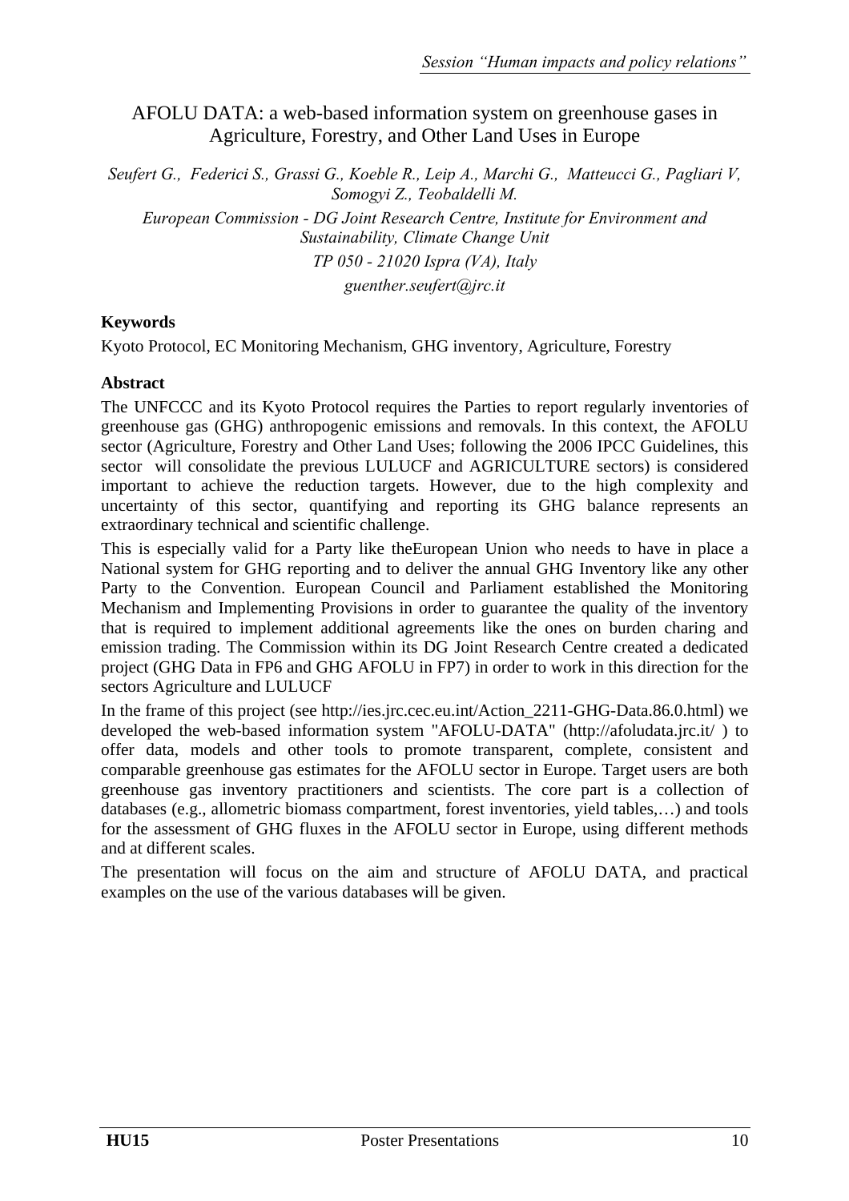# AFOLU DATA: a web-based information system on greenhouse gases in Agriculture, Forestry, and Other Land Uses in Europe

*Seufert G., Federici S., Grassi G., Koeble R., Leip A., Marchi G., Matteucci G., Pagliari V, Somogyi Z., Teobaldelli M.*

*European Commission - DG Joint Research Centre, Institute for Environment and Sustainability, Climate Change Unit*

*TP 050 - 21020 Ispra (VA), Italy*

*guenther.seufert@jrc.it*

**Keywords**

Kyoto Protocol, EC Monitoring Mechanism, GHG inventory, Agriculture, Forestry

**Abstract**

The UNFCCC and its Kyoto Protocol requires the Parties to report regularly inventories of greenhouse gas (GHG) anthropogenic emissions and removals. In this context, the AFOLU sector (Agriculture, Forestry and Other Land Uses; following the 2006 IPCC Guidelines, this sector will consolidate the previous LULUCF and AGRICULTURE sectors) is considered important to achieve the reduction targets. However, due to the high complexity and uncertainty of this sector, quantifying and reporting its GHG balance represents an extraordinary technical and scientific challenge.

This is especially valid for a Party like theEuropean Union who needs to have in place a National system for GHG reporting and to deliver the annual GHG Inventory like any other Party to the Convention. European Council and Parliament established the Monitoring Mechanism and Implementing Provisions in order to guarantee the quality of the inventory that is required to implement additional agreements like the ones on burden charing and emission trading. The Commission within its DG Joint Research Centre created a dedicated project (GHG Data in FP6 and GHG AFOLU in FP7) in order to work in this direction for the sectors Agriculture and LULUCF

In the frame of this project (see http://ies.jrc.cec.eu.int/Action_2211-GHG-Data.86.0.html) we developed the web-based information system "AFOLU-DATA" (http://afoludata.jrc.it/ ) to offer data, models and other tools to promote transparent, complete, consistent and comparable greenhouse gas estimates for the AFOLU sector in Europe. Target users are both greenhouse gas inventory practitioners and scientists. The core part is a collection of databases (e.g., allometric biomass compartment, forest inventories, yield tables,…) and tools for the assessment of GHG fluxes in the AFOLU sector in Europe, using different methods and at different scales.

The presentation will focus on the aim and structure of AFOLU DATA, and practical examples on the use of the various databases will be given.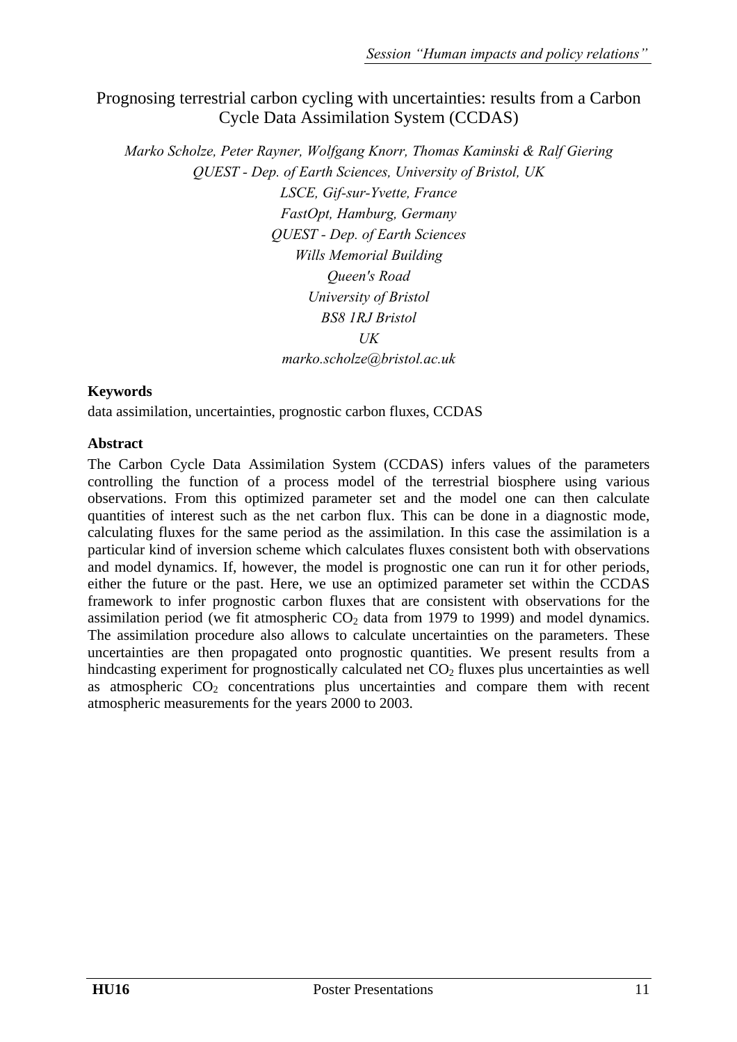# Prognosing terrestrial carbon cycling with uncertainties: results from a Carbon Cycle Data Assimilation System (CCDAS)

*Marko Scholze, Peter Rayner, Wolfgang Knorr, Thomas Kaminski & Ralf Giering*
*QUEST - Dep. of Earth Sciences, University of Bristol, UK*
*LSCE, Gif-sur-Yvette, France*
*FastOpt, Hamburg, Germany*
*QUEST - Dep. of Earth Sciences*
*Wills Memorial Building*
*Queen's Road*
*University of Bristol*
*BS8 1RJ Bristol*
*UK*
*marko.scholze@bristol.ac.uk*

**Keywords**

data assimilation, uncertainties, prognostic carbon fluxes, CCDAS

**Abstract**

The Carbon Cycle Data Assimilation System (CCDAS) infers values of the parameters controlling the function of a process model of the terrestrial biosphere using various observations. From this optimized parameter set and the model one can then calculate quantities of interest such as the net carbon flux. This can be done in a diagnostic mode, calculating fluxes for the same period as the assimilation. In this case the assimilation is a particular kind of inversion scheme which calculates fluxes consistent both with observations and model dynamics. If, however, the model is prognostic one can run it for other periods, either the future or the past. Here, we use an optimized parameter set within the CCDAS framework to infer prognostic carbon fluxes that are consistent with observations for the assimilation period (we fit atmospheric $CO_2$ data from 1979 to 1999) and model dynamics. The assimilation procedure also allows to calculate uncertainties on the parameters. These uncertainties are then propagated onto prognostic quantities. We present results from a hindcasting experiment for prognostically calculated net $CO_2$ fluxes plus uncertainties as well as atmospheric $CO_2$ concentrations plus uncertainties and compare them with recent atmospheric measurements for the years 2000 to 2003.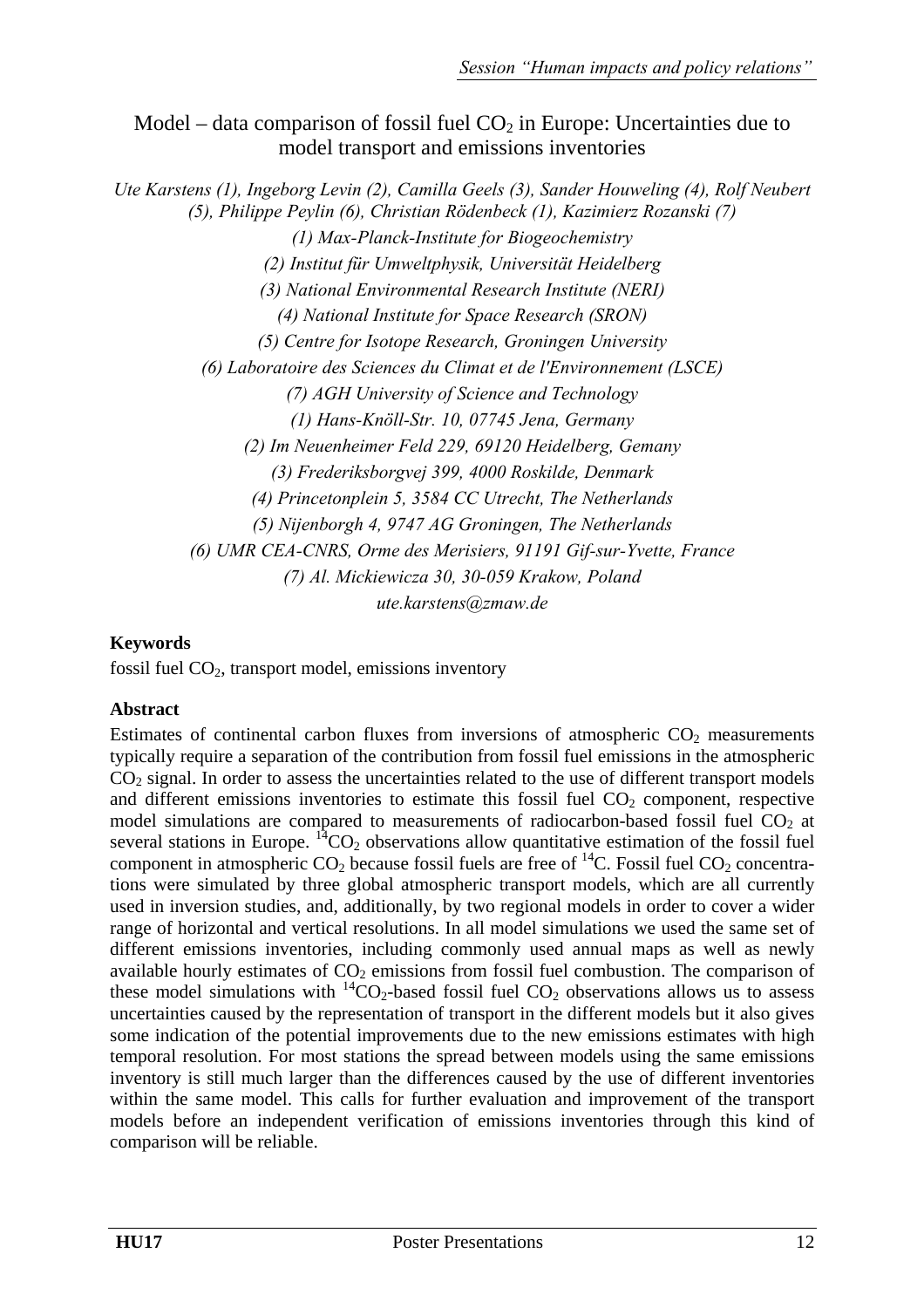# Model – data comparison of fossil fuel $CO_2$ in Europe: Uncertainties due to model transport and emissions inventories

*Ute Karstens (1), Ingeborg Levin (2), Camilla Geels (3), Sander Houweling (4), Rolf Neubert (5), Philippe Peylin (6), Christian Rödenbeck (1), Kazimierz Rozanski (7)*

*(1) Max-Planck-Institute for Biogeochemistry*

*(2) Institut für Umweltphysik, Universität Heidelberg*

*(3) National Environmental Research Institute (NERI)*

*(4) National Institute for Space Research (SRON)*

*(5) Centre for Isotope Research, Groningen University*

*(6) Laboratoire des Sciences du Climat et de l'Environnement (LSCE)*

*(7) AGH University of Science and Technology*

*(1) Hans-Knöll-Str. 10, 07745 Jena, Germany*

*(2) Im Neuenheimer Feld 229, 69120 Heidelberg, Gemany*

*(3) Frederiksborgvej 399, 4000 Roskilde, Denmark*

*(4) Princetonplein 5, 3584 CC Utrecht, The Netherlands*

*(5) Nijenborgh 4, 9747 AG Groningen, The Netherlands*

*(6) UMR CEA-CNRS, Orme des Merisiers, 91191 Gif-sur-Yvette, France*

*(7) Al. Mickiewicza 30, 30-059 Krakow, Poland*

*ute.karstens@zmaw.de*

**Keywords**

fossil fuel $CO_2$, transport model, emissions inventory

**Abstract**

Estimates of continental carbon fluxes from inversions of atmospheric $CO_2$ measurements typically require a separation of the contribution from fossil fuel emissions in the atmospheric $CO_2$ signal. In order to assess the uncertainties related to the use of different transport models and different emissions inventories to estimate this fossil fuel $CO_2$ component, respective model simulations are compared to measurements of radiocarbon-based fossil fuel $CO_2$ at several stations in Europe. $^{14}CO_2$ observations allow quantitative estimation of the fossil fuel component in atmospheric $CO_2$ because fossil fuels are free of $^{14}C$. Fossil fuel $CO_2$ concentrations were simulated by three global atmospheric transport models, which are all currently used in inversion studies, and, additionally, by two regional models in order to cover a wider range of horizontal and vertical resolutions. In all model simulations we used the same set of different emissions inventories, including commonly used annual maps as well as newly available hourly estimates of $CO_2$ emissions from fossil fuel combustion. The comparison of these model simulations with $^{14}CO_2$-based fossil fuel $CO_2$ observations allows us to assess uncertainties caused by the representation of transport in the different models but it also gives some indication of the potential improvements due to the new emissions estimates with high temporal resolution. For most stations the spread between models using the same emissions inventory is still much larger than the differences caused by the use of different inventories within the same model. This calls for further evaluation and improvement of the transport models before an independent verification of emissions inventories through this kind of comparison will be reliable.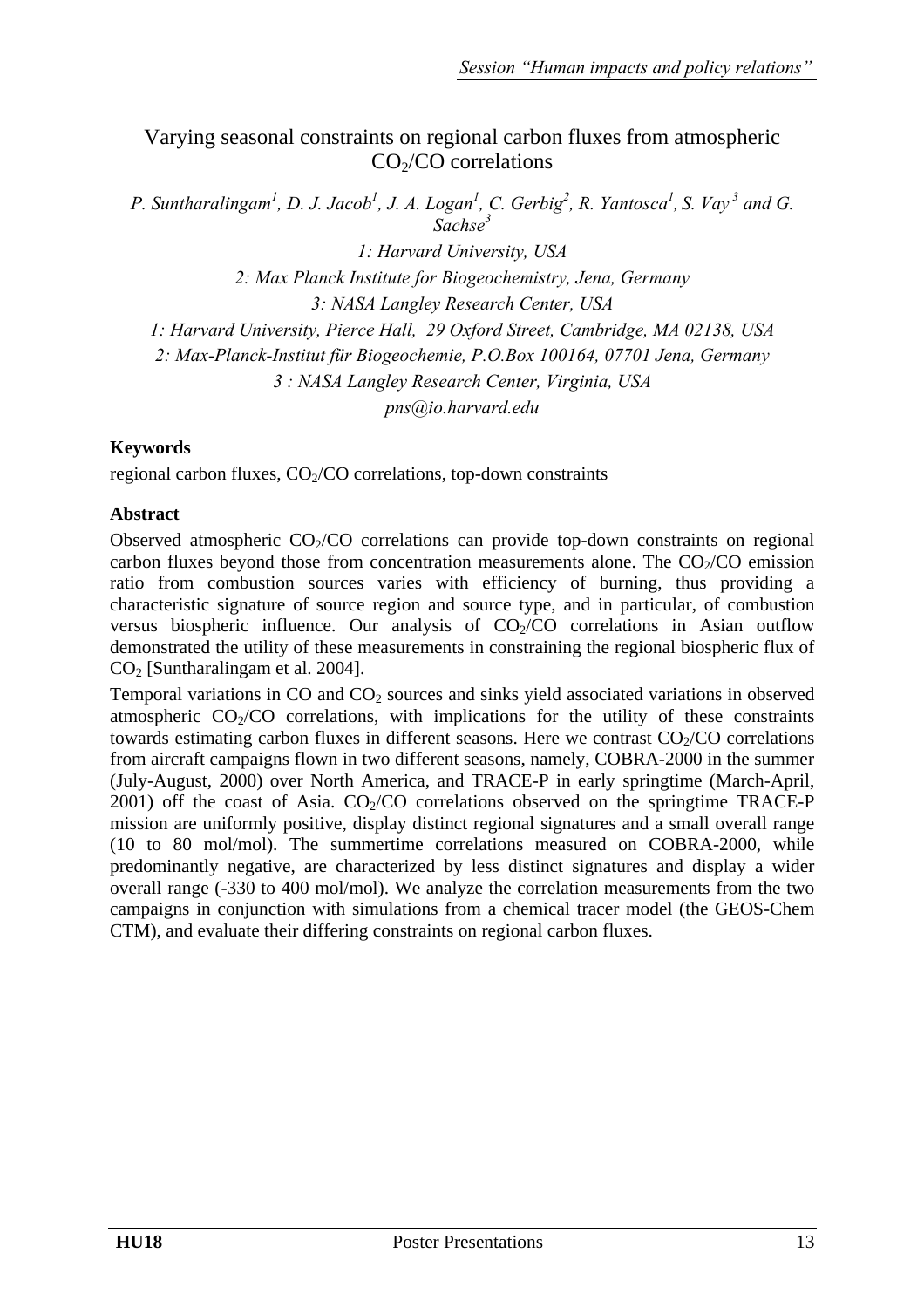# Varying seasonal constraints on regional carbon fluxes from atmospheric $CO_2$/CO correlations

*P. Suntharalingam[1], D. J. Jacob[1], J. A. Logan[1], C. Gerbig[2], R. Yantosca[1], S. Vay[3] and G. Sachse[3]*

*1: Harvard University, USA*

*2: Max Planck Institute for Biogeochemistry, Jena, Germany*

*3: NASA Langley Research Center, USA*

*1: Harvard University, Pierce Hall, 29 Oxford Street, Cambridge, MA 02138, USA*

*2: Max-Planck-Institut für Biogeochemie, P.O.Box 100164, 07701 Jena, Germany*

*3 : NASA Langley Research Center, Virginia, USA*

*pns@io.harvard.edu*

## Keywords

regional carbon fluxes, $CO_2$/CO correlations, top-down constraints

## Abstract

Observed atmospheric $CO_2$/CO correlations can provide top-down constraints on regional carbon fluxes beyond those from concentration measurements alone. The $CO_2$/CO emission ratio from combustion sources varies with efficiency of burning, thus providing a characteristic signature of source region and source type, and in particular, of combustion versus biospheric influence. Our analysis of $CO_2$/CO correlations in Asian outflow demonstrated the utility of these measurements in constraining the regional biospheric flux of $CO_2$ [Suntharalingam et al. 2004].

Temporal variations in CO and $CO_2$ sources and sinks yield associated variations in observed atmospheric $CO_2$/CO correlations, with implications for the utility of these constraints towards estimating carbon fluxes in different seasons. Here we contrast $CO_2$/CO correlations from aircraft campaigns flown in two different seasons, namely, COBRA-2000 in the summer (July-August, 2000) over North America, and TRACE-P in early springtime (March-April, 2001) off the coast of Asia. $CO_2$/CO correlations observed on the springtime TRACE-P mission are uniformly positive, display distinct regional signatures and a small overall range (10 to 80 mol/mol). The summertime correlations measured on COBRA-2000, while predominantly negative, are characterized by less distinct signatures and display a wider overall range (-330 to 400 mol/mol). We analyze the correlation measurements from the two campaigns in conjunction with simulations from a chemical tracer model (the GEOS-Chem CTM), and evaluate their differing constraints on regional carbon fluxes.